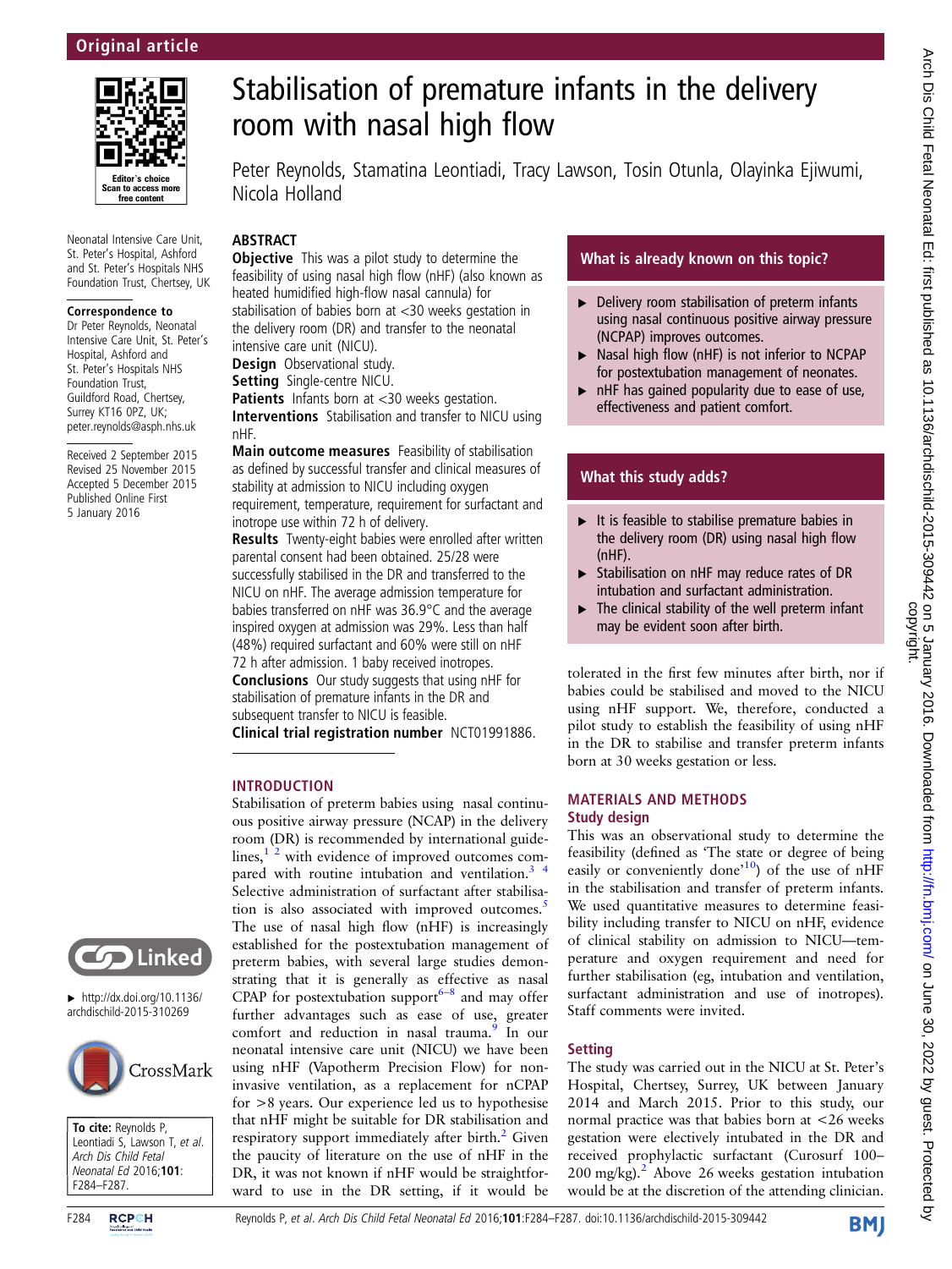Original article

# Stabilisation of premature infants in the delivery room with nasal high flow

Peter Reynolds, Stamatina Leontiadi, Tracy Lawson, Tosin Otunla, Olayinka Ejiwumi, Nicola Holland

Neonatal Intensive Care Unit, St. Peter's Hospital, Ashford and St. Peter's Hospitals NHS Foundation Trust, Chertsey, UK

**Correspondence to**
Dr Peter Reynolds, Neonatal Intensive Care Unit, St. Peter's Hospital, Ashford and St. Peter's Hospitals NHS Foundation Trust, Guildford Road, Chertsey, Surrey KT16 0PZ, UK; peter.reynolds@asph.nhs.uk

Received 2 September 2015
Revised 25 November 2015
Accepted 5 December 2015
Published Online First 5 January 2016

## ABSTRACT

**Objective** This was a pilot study to determine the feasibility of using nasal high flow (nHF) (also known as heated humidified high-flow nasal cannula) for stabilisation of babies born at <30 weeks gestation in the delivery room (DR) and transfer to the neonatal intensive care unit (NICU).

**Design** Observational study.

**Setting** Single-centre NICU.

**Patients** Infants born at <30 weeks gestation.

**Interventions** Stabilisation and transfer to NICU using nHF.

**Main outcome measures** Feasibility of stabilisation as defined by successful transfer and clinical measures of stability at admission to NICU including oxygen requirement, temperature, requirement for surfactant and inotrope use within 72 h of delivery.

**Results** Twenty-eight babies were enrolled after written parental consent had been obtained. 25/28 were successfully stabilised in the DR and transferred to the NICU on nHF. The average admission temperature for babies transferred on nHF was 36.9°C and the average inspired oxygen at admission was 29%. Less than half (48%) required surfactant and 60% were still on nHF 72 h after admission. 1 baby received inotropes.

**Conclusions** Our study suggests that using nHF for stabilisation of premature infants in the DR and subsequent transfer to NICU is feasible.

**Clinical trial registration number** NCT01991886.

### What is already known on this topic?

- Delivery room stabilisation of preterm infants using nasal continuous positive airway pressure (NCPAP) improves outcomes.
- Nasal high flow (nHF) is not inferior to NCPAP for postextubation management of neonates.
- nHF has gained popularity due to ease of use, effectiveness and patient comfort.

### What this study adds?

- It is feasible to stabilise premature babies in the delivery room (DR) using nasal high flow (nHF).
- Stabilisation on nHF may reduce rates of DR intubation and surfactant administration.
- The clinical stability of the well preterm infant may be evident soon after birth.

## INTRODUCTION

Stabilisation of preterm babies using nasal continuous positive airway pressure (NCAP) in the delivery room (DR) is recommended by international guidelines,[1,2] with evidence of improved outcomes compared with routine intubation and ventilation.[3,4] Selective administration of surfactant after stabilisation is also associated with improved outcomes.[5] The use of nasal high flow (nHF) is increasingly established for the postextubation management of preterm babies, with several large studies demonstrating that it is generally as effective as nasal CPAP for postextubation support[6–8] and may offer further advantages such as ease of use, greater comfort and reduction in nasal trauma.[9] In our neonatal intensive care unit (NICU) we have been using nHF (Vapotherm Precision Flow) for non-invasive ventilation, as a replacement for nCPAP for >8 years. Our experience led us to hypothesise that nHF might be suitable for DR stabilisation and respiratory support immediately after birth.[2] Given the paucity of literature on the use of nHF in the DR, it was not known if nHF would be straightforward to use in the DR setting, if it would be tolerated in the first few minutes after birth, nor if babies could be stabilised and moved to the NICU using nHF support. We, therefore, conducted a pilot study to establish the feasibility of using nHF in the DR to stabilise and transfer preterm infants born at 30 weeks gestation or less.

## MATERIALS AND METHODS

### Study design

This was an observational study to determine the feasibility (defined as 'The state or degree of being easily or conveniently done'[10]) of the use of nHF in the stabilisation and transfer of preterm infants. We used quantitative measures to determine feasibility including transfer to NICU on nHF, evidence of clinical stability on admission to NICU—temperature and oxygen requirement and need for further stabilisation (eg, intubation and ventilation, surfactant administration and use of inotropes). Staff comments were invited.

### Setting

The study was carried out in the NICU at St. Peter's Hospital, Chertsey, Surrey, UK between January 2014 and March 2015. Prior to this study, our normal practice was that babies born at <26 weeks gestation were electively intubated in the DR and received prophylactic surfactant (Curosurf 100–200 mg/kg).[2] Above 26 weeks gestation intubation would be at the discretion of the attending clinician.

To cite: Reynolds P, Leontiadi S, Lawson T, et al. *Arch Dis Child Fetal Neonatal Ed* 2016;**101**: F284–F287.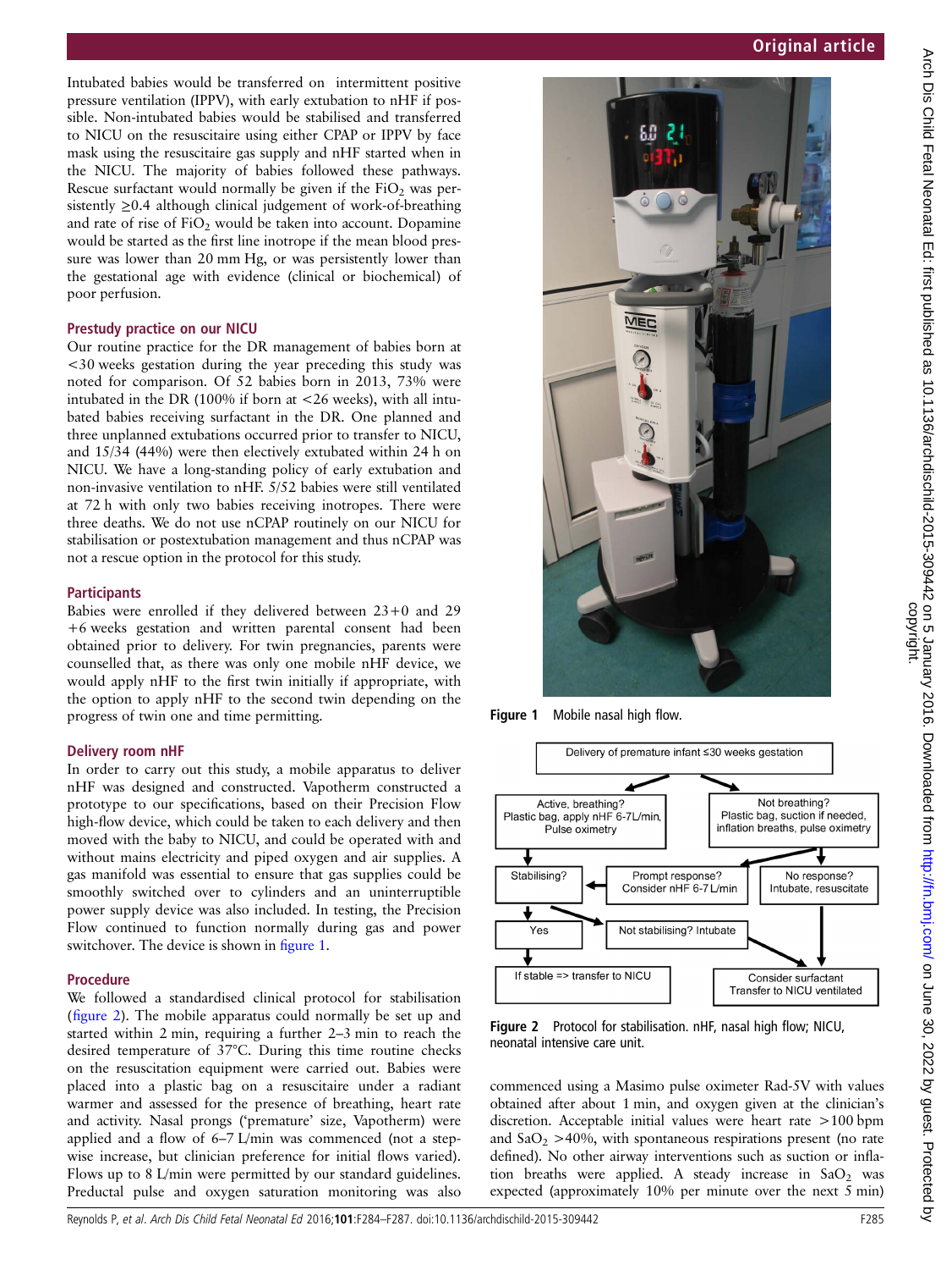Intubated babies would be transferred on intermittent positive pressure ventilation (IPPV), with early extubation to nHF if possible. Non-intubated babies would be stabilised and transferred to NICU on the resuscitaire using either CPAP or IPPV by face mask using the resuscitaire gas supply and nHF started when in the NICU. The majority of babies followed these pathways. Rescue surfactant would normally be given if the $FiO_2$ was persistently ≥0.4 although clinical judgement of work-of-breathing and rate of rise of $FiO_2$ would be taken into account. Dopamine would be started as the first line inotrope if the mean blood pressure was lower than 20 mm Hg, or was persistently lower than the gestational age with evidence (clinical or biochemical) of poor perfusion.

### Prestudy practice on our NICU

Our routine practice for the DR management of babies born at <30 weeks gestation during the year preceding this study was noted for comparison. Of 52 babies born in 2013, 73% were intubated in the DR (100% if born at <26 weeks), with all intubated babies receiving surfactant in the DR. One planned and three unplanned extubations occurred prior to transfer to NICU, and 15/34 (44%) were then electively extubated within 24 h on NICU. We have a long-standing policy of early extubation and non-invasive ventilation to nHF. 5/52 babies were still ventilated at 72 h with only two babies receiving inotropes. There were three deaths. We do not use nCPAP routinely on our NICU for stabilisation or postextubation management and thus nCPAP was not a rescue option in the protocol for this study.

### Participants

Babies were enrolled if they delivered between 23+0 and 29+6 weeks gestation and written parental consent had been obtained prior to delivery. For twin pregnancies, parents were counselled that, as there was only one mobile nHF device, we would apply nHF to the first twin initially if appropriate, with the option to apply nHF to the second twin depending on the progress of twin one and time permitting.

### Delivery room nHF

In order to carry out this study, a mobile apparatus to deliver nHF was designed and constructed. Vapotherm constructed a prototype to our specifications, based on their Precision Flow high-flow device, which could be taken to each delivery and then moved with the baby to NICU, and could be operated with and without mains electricity and piped oxygen and air supplies. A gas manifold was essential to ensure that gas supplies could be smoothly switched over to cylinders and an uninterruptible power supply device was also included. In testing, the Precision Flow continued to function normally during gas and power switchover. The device is shown in figure 1.

### Procedure

We followed a standardised clinical protocol for stabilisation (figure 2). The mobile apparatus could normally be set up and started within 2 min, requiring a further 2–3 min to reach the desired temperature of 37°C. During this time routine checks on the resuscitation equipment were carried out. Babies were placed into a plastic bag on a resuscitaire under a radiant warmer and assessed for the presence of breathing, heart rate and activity. Nasal prongs ('premature' size, Vapotherm) were applied and a flow of 6–7 L/min was commenced (not a stepwise increase, but clinician preference for initial flows varied). Flows up to 8 L/min were permitted by our standard guidelines. Preductal pulse and oxygen saturation monitoring was also commenced using a Masimo pulse oximeter Rad-5V with values obtained after about 1 min, and oxygen given at the clinician's discretion. Acceptable initial values were heart rate >100 bpm and $SaO_2$ >40%, with spontaneous respirations present (no rate defined). No other airway interventions such as suction or inflation breaths were applied. A steady increase in $SaO_2$ was expected (approximately 10% per minute over the next 5 min)

**Figure 1** Mobile nasal high flow.

**Figure 2** Protocol for stabilisation. nHF, nasal high flow; NICU, neonatal intensive care unit.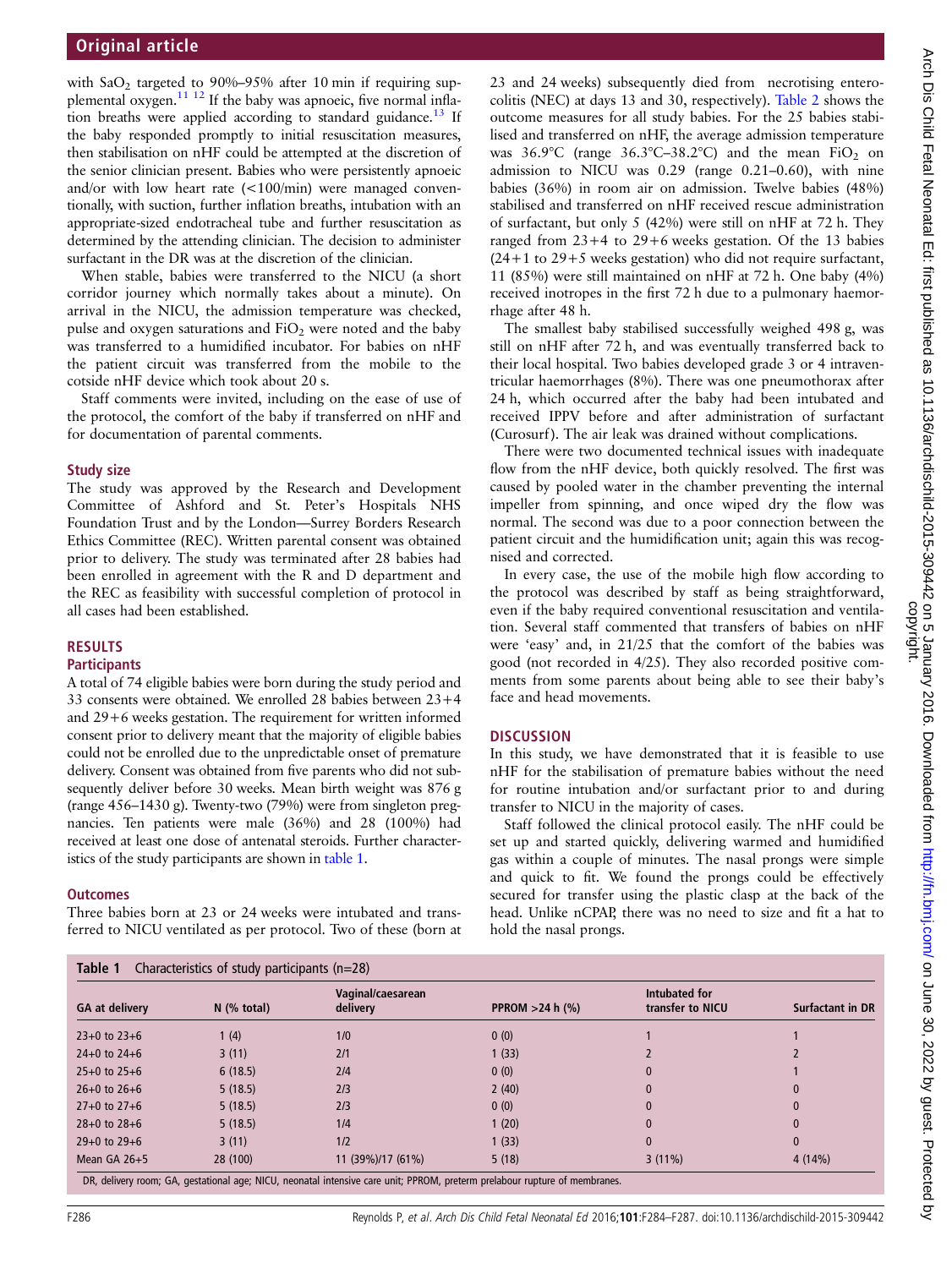with $SaO_2$ targeted to 90%–95% after 10 min if requiring supplemental oxygen.[11,12] If the baby was apnoeic, five normal inflation breaths were applied according to standard guidance.[13] If the baby responded promptly to initial resuscitation measures, then stabilisation on nHF could be attempted at the discretion of the senior clinician present. Babies who were persistently apnoeic and/or with low heart rate (<100/min) were managed conventionally, with suction, further inflation breaths, intubation with an appropriate-sized endotracheal tube and further resuscitation as determined by the attending clinician. The decision to administer surfactant in the DR was at the discretion of the clinician.

When stable, babies were transferred to the NICU (a short corridor journey which normally takes about a minute). On arrival in the NICU, the admission temperature was checked, pulse and oxygen saturations and $FiO_2$ were noted and the baby was transferred to a humidified incubator. For babies on nHF the patient circuit was transferred from the mobile to the cotside nHF device which took about 20 s.

Staff comments were invited, including on the ease of use of the protocol, the comfort of the baby if transferred on nHF and for documentation of parental comments.

### Study size

The study was approved by the Research and Development Committee of Ashford and St. Peter's Hospitals NHS Foundation Trust and by the London—Surrey Borders Research Ethics Committee (REC). Written parental consent was obtained prior to delivery. The study was terminated after 28 babies had been enrolled in agreement with the R and D department and the REC as feasibility with successful completion of protocol in all cases had been established.

## RESULTS

### Participants

A total of 74 eligible babies were born during the study period and 33 consents were obtained. We enrolled 28 babies between 23+4 and 29+6 weeks gestation. The requirement for written informed consent prior to delivery meant that the majority of eligible babies could not be enrolled due to the unpredictable onset of premature delivery. Consent was obtained from five parents who did not subsequently deliver before 30 weeks. Mean birth weight was 876 g (range 456–1430 g). Twenty-two (79%) were from singleton pregnancies. Ten patients were male (36%) and 28 (100%) had received at least one dose of antenatal steroids. Further characteristics of the study participants are shown in table 1.

### Outcomes

Three babies born at 23 or 24 weeks were intubated and transferred to NICU ventilated as per protocol. Two of these (born at 23 and 24 weeks) subsequently died from necrotising enterocolitis (NEC) at days 13 and 30, respectively). Table 2 shows the outcome measures for all study babies. For the 25 babies stabilised and transferred on nHF, the average admission temperature was 36.9°C (range 36.3°C–38.2°C) and the mean $FiO_2$ on admission to NICU was 0.29 (range 0.21–0.60), with nine babies (36%) in room air on admission. Twelve babies (48%) stabilised and transferred on nHF received rescue administration of surfactant, but only 5 (42%) were still on nHF at 72 h. They ranged from 23+4 to 29+6 weeks gestation. Of the 13 babies (24+1 to 29+5 weeks gestation) who did not require surfactant, 11 (85%) were still maintained on nHF at 72 h. One baby (4%) received inotropes in the first 72 h due to a pulmonary haemorrhage after 48 h.

The smallest baby stabilised successfully weighed 498 g, was still on nHF after 72 h, and was eventually transferred back to their local hospital. Two babies developed grade 3 or 4 intraventricular haemorrhages (8%). There was one pneumothorax after 24 h, which occurred after the baby had been intubated and received IPPV before and after administration of surfactant (Curosurf). The air leak was drained without complications.

There were two documented technical issues with inadequate flow from the nHF device, both quickly resolved. The first was caused by pooled water in the chamber preventing the internal impeller from spinning, and once wiped dry the flow was normal. The second was due to a poor connection between the patient circuit and the humidification unit; again this was recognised and corrected.

In every case, the use of the mobile high flow according to the protocol was described by staff as being straightforward, even if the baby required conventional resuscitation and ventilation. Several staff commented that transfers of babies on nHF were 'easy' and, in 21/25 that the comfort of the babies was good (not recorded in 4/25). They also recorded positive comments from some parents about being able to see their baby's face and head movements.

## DISCUSSION

In this study, we have demonstrated that it is feasible to use nHF for the stabilisation of premature babies without the need for routine intubation and/or surfactant prior to and during transfer to NICU in the majority of cases.

Staff followed the clinical protocol easily. The nHF could be set up and started quickly, delivering warmed and humidified gas within a couple of minutes. The nasal prongs were simple and quick to fit. We found the prongs could be effectively secured for transfer using the plastic clasp at the back of the head. Unlike nCPAP, there was no need to size and fit a hat to hold the nasal prongs.

**Table 1** Characteristics of study participants (n=28)

| GA at delivery | N (% total) | Vaginal/caesarean delivery | PPROM >24 h (%) | Intubated for transfer to NICU | Surfactant in DR |
|---|---|---|---|---|---|
| 23+0 to 23+6 | 1 (4) | 1/0 | 0 (0) | 1 | 1 |
| 24+0 to 24+6 | 3 (11) | 2/1 | 1 (33) | 2 | 2 |
| 25+0 to 25+6 | 6 (18.5) | 2/4 | 0 (0) | 0 | 1 |
| 26+0 to 26+6 | 5 (18.5) | 2/3 | 2 (40) | 0 | 0 |
| 27+0 to 27+6 | 5 (18.5) | 2/3 | 0 (0) | 0 | 0 |
| 28+0 to 28+6 | 5 (18.5) | 1/4 | 1 (20) | 0 | 0 |
| 29+0 to 29+6 | 3 (11) | 1/2 | 1 (33) | 0 | 0 |
| Mean GA 26+5 | 28 (100) | 11 (39%)/17 (61%) | 5 (18) | 3 (11%) | 4 (14%) |

DR, delivery room; GA, gestational age; NICU, neonatal intensive care unit; PPROM, preterm prelabour rupture of membranes.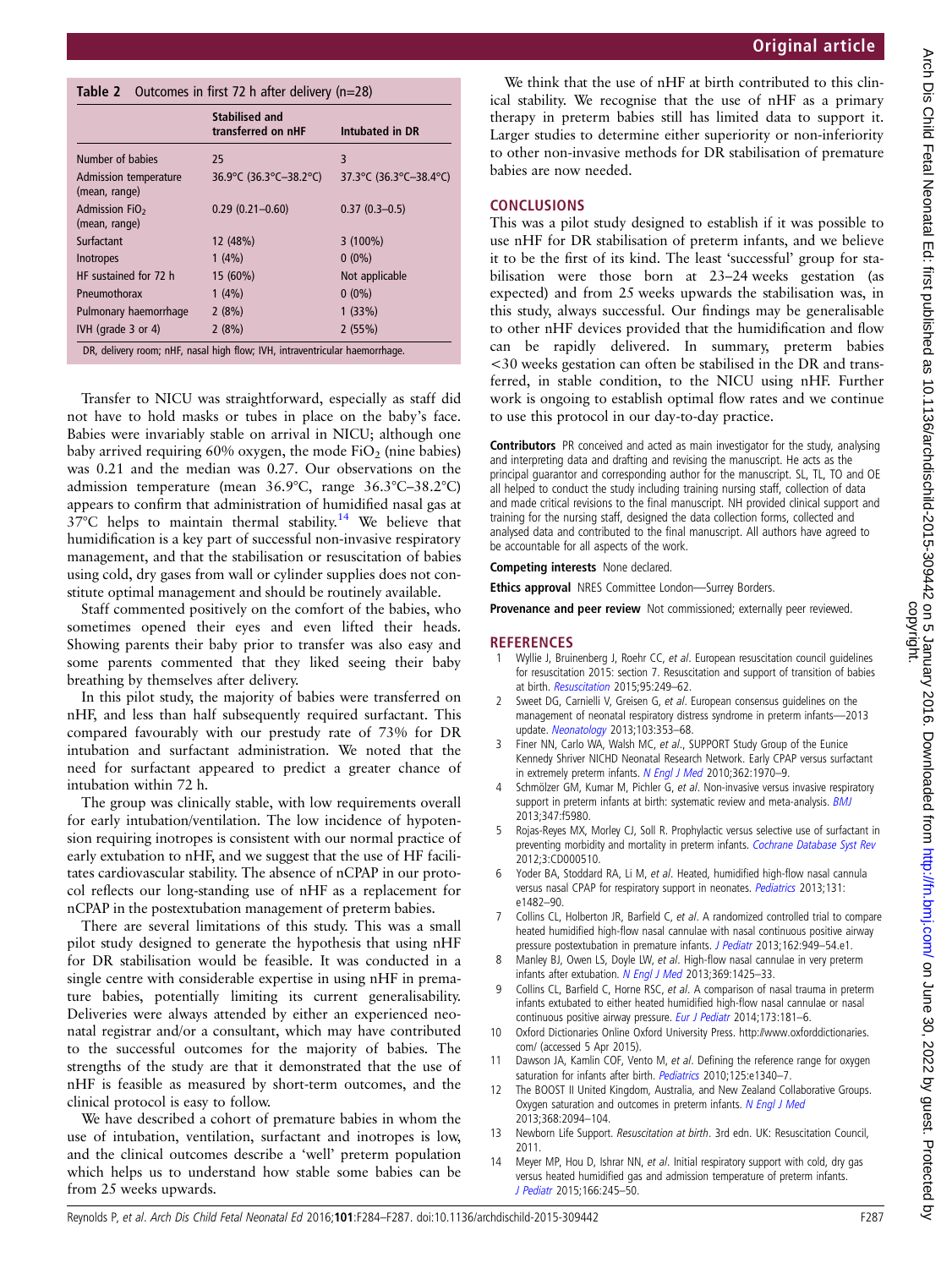**Table 2** Outcomes in first 72 h after delivery (n=28)

| | Stabilised and transferred on nHF | Intubated in DR |
|---|---|---|
| Number of babies | 25 | 3 |
| Admission temperature (mean, range) | 36.9°C (36.3°C–38.2°C) | 37.3°C (36.3°C–38.4°C) |
| Admission $FiO_2$ (mean, range) | 0.29 (0.21–0.60) | 0.37 (0.3–0.5) |
| Surfactant | 12 (48%) | 3 (100%) |
| Inotropes | 1 (4%) | 0 (0%) |
| HF sustained for 72 h | 15 (60%) | Not applicable |
| Pneumothorax | 1 (4%) | 0 (0%) |
| Pulmonary haemorrhage | 2 (8%) | 1 (33%) |
| IVH (grade 3 or 4) | 2 (8%) | 2 (55%) |

DR, delivery room; nHF, nasal high flow; IVH, intraventricular haemorrhage.

Transfer to NICU was straightforward, especially as staff did not have to hold masks or tubes in place on the baby's face. Babies were invariably stable on arrival in NICU; although one baby arrived requiring 60% oxygen, the mode $FiO_2$ (nine babies) was 0.21 and the median was 0.27. Our observations on the admission temperature (mean 36.9°C, range 36.3°C–38.2°C) appears to confirm that administration of humidified nasal gas at 37°C helps to maintain thermal stability.[14] We believe that humidification is a key part of successful non-invasive respiratory management, and that the stabilisation or resuscitation of babies using cold, dry gases from wall or cylinder supplies does not constitute optimal management and should be routinely available.

Staff commented positively on the comfort of the babies, who sometimes opened their eyes and even lifted their heads. Showing parents their baby prior to transfer was also easy and some parents commented that they liked seeing their baby breathing by themselves after delivery.

In this pilot study, the majority of babies were transferred on nHF, and less than half subsequently required surfactant. This compared favourably with our prestudy rate of 73% for DR intubation and surfactant administration. We noted that the need for surfactant appeared to predict a greater chance of intubation within 72 h.

The group was clinically stable, with low requirements overall for early intubation/ventilation. The low incidence of hypotension requiring inotropes is consistent with our normal practice of early extubation to nHF, and we suggest that the use of HF facilitates cardiovascular stability. The absence of nCPAP in our protocol reflects our long-standing use of nHF as a replacement for nCPAP in the postextubation management of preterm babies.

There are several limitations of this study. This was a small pilot study designed to generate the hypothesis that using nHF for DR stabilisation would be feasible. It was conducted in a single centre with considerable expertise in using nHF in premature babies, potentially limiting its current generalisability. Deliveries were always attended by either an experienced neonatal registrar and/or a consultant, which may have contributed to the successful outcomes for the majority of babies. The strengths of the study are that it demonstrated that the use of nHF is feasible as measured by short-term outcomes, and the clinical protocol is easy to follow.

We have described a cohort of premature babies in whom the use of intubation, ventilation, surfactant and inotropes is low, and the clinical outcomes describe a 'well' preterm population which helps us to understand how stable some babies can be from 25 weeks upwards.

We think that the use of nHF at birth contributed to this clinical stability. We recognise that the use of nHF as a primary therapy in preterm babies still has limited data to support it. Larger studies to determine either superiority or non-inferiority to other non-invasive methods for DR stabilisation of premature babies are now needed.

## CONCLUSIONS

This was a pilot study designed to establish if it was possible to use nHF for DR stabilisation of preterm infants, and we believe it to be the first of its kind. The least 'successful' group for stabilisation were those born at 23–24 weeks gestation (as expected) and from 25 weeks upwards the stabilisation was, in this study, always successful. Our findings may be generalisable to other nHF devices provided that the humidification and flow can be rapidly delivered. In summary, preterm babies <30 weeks gestation can often be stabilised in the DR and transferred, in stable condition, to the NICU using nHF. Further work is ongoing to establish optimal flow rates and we continue to use this protocol in our day-to-day practice.

**Contributors** PR conceived and acted as main investigator for the study, analysing and interpreting data and drafting and revising the manuscript. He acts as the principal guarantor and corresponding author for the manuscript. SL, TL, TO and OE all helped to conduct the study including training nursing staff, collection of data and made critical revisions to the final manuscript. NH provided clinical support and training for the nursing staff, designed the data collection forms, collected and analysed data and contributed to the final manuscript. All authors have agreed to be accountable for all aspects of the work.

**Competing interests** None declared.

**Ethics approval** NRES Committee London—Surrey Borders.

**Provenance and peer review** Not commissioned; externally peer reviewed.

## REFERENCES

1. Wyllie J, Bruinenberg J, Roehr CC, *et al*. European resuscitation council guidelines for resuscitation 2015: section 7. Resuscitation and support of transition of babies at birth. *Resuscitation* 2015;95:249–62.
2. Sweet DG, Carnielli V, Greisen G, *et al*. European consensus guidelines on the management of neonatal respiratory distress syndrome in preterm infants—2013 update. *Neonatology* 2013;103:353–68.
3. Finer NN, Carlo WA, Walsh MC, *et al*., SUPPORT Study Group of the Eunice Kennedy Shriver NICHD Neonatal Research Network. Early CPAP versus surfactant in extremely preterm infants. *N Engl J Med* 2010;362:1970–9.
4. Schmölzer GM, Kumar M, Pichler G, *et al*. Non-invasive versus invasive respiratory support in preterm infants at birth: systematic review and meta-analysis. *BMJ* 2013;347:f5980.
5. Rojas-Reyes MX, Morley CJ, Soll R. Prophylactic versus selective use of surfactant in preventing morbidity and mortality in preterm infants. *Cochrane Database Syst Rev* 2012;3:CD000510.
6. Yoder BA, Stoddard RA, Li M, *et al*. Heated, humidified high-flow nasal cannula versus nasal CPAP for respiratory support in neonates. *Pediatrics* 2013;131:e1482–90.
7. Collins CL, Holberton JR, Barfield C, *et al*. A randomized controlled trial to compare heated humidified high-flow nasal cannulae with nasal continuous positive airway pressure postextubation in premature infants. *J Pediatr* 2013;162:949–54.e1.
8. Manley BJ, Owen LS, Doyle LW, *et al*. High-flow nasal cannulae in very preterm infants after extubation. *N Engl J Med* 2013;369:1425–33.
9. Collins CL, Barfield C, Horne RSC, *et al*. A comparison of nasal trauma in preterm infants extubated to either heated humidified high-flow nasal cannulae or nasal continuous positive airway pressure. *Eur J Pediatr* 2014;173:181–6.
10. Oxford Dictionaries Online Oxford University Press. http://www.oxforddictionaries.com/ (accessed 5 Apr 2015).
11. Dawson JA, Kamlin COF, Vento M, *et al*. Defining the reference range for oxygen saturation for infants after birth. *Pediatrics* 2010;125:e1340–7.
12. The BOOST II United Kingdom, Australia, and New Zealand Collaborative Groups. Oxygen saturation and outcomes in preterm infants. *N Engl J Med* 2013;368:2094–104.
13. Newborn Life Support. *Resuscitation at birth*. 3rd edn. UK: Resuscitation Council, 2011.
14. Meyer MP, Hou D, Ishrar NN, *et al*. Initial respiratory support with cold, dry gas versus heated humidified gas and admission temperature of preterm infants. *J Pediatr* 2015;166:245–50.